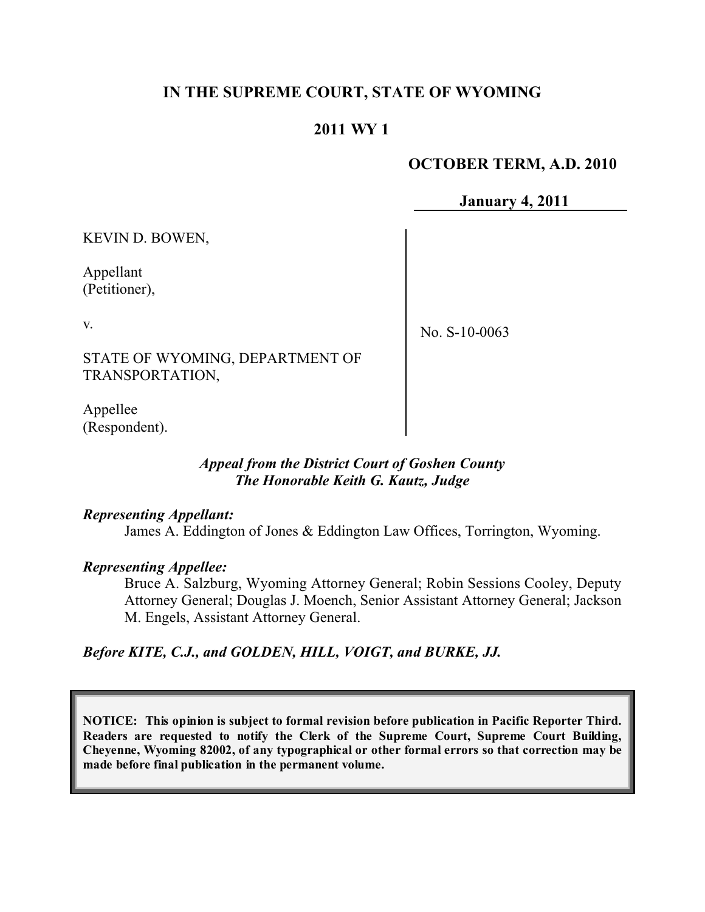**IN THE SUPREME COURT, STATE OF WYOMING**

**2011 WY 1**

**OCTOBER TERM, A.D. 2010**

**January 4, 2011**

KEVIN D. BOWEN,

Appellant
(Petitioner),

v.

STATE OF WYOMING, DEPARTMENT OF TRANSPORTATION,

Appellee
(Respondent).

No. S-10-0063

***Appeal from the District Court of Goshen County***
***The Honorable Keith G. Kautz, Judge***

***Representing Appellant:***

James A. Eddington of Jones & Eddington Law Offices, Torrington, Wyoming.

***Representing Appellee:***

Bruce A. Salzburg, Wyoming Attorney General; Robin Sessions Cooley, Deputy Attorney General; Douglas J. Moench, Senior Assistant Attorney General; Jackson M. Engels, Assistant Attorney General.

***Before KITE, C.J., and GOLDEN, HILL, VOIGT, and BURKE, JJ.***

**NOTICE: This opinion is subject to formal revision before publication in Pacific Reporter Third. Readers are requested to notify the Clerk of the Supreme Court, Supreme Court Building, Cheyenne, Wyoming 82002, of any typographical or other formal errors so that correction may be made before final publication in the permanent volume.**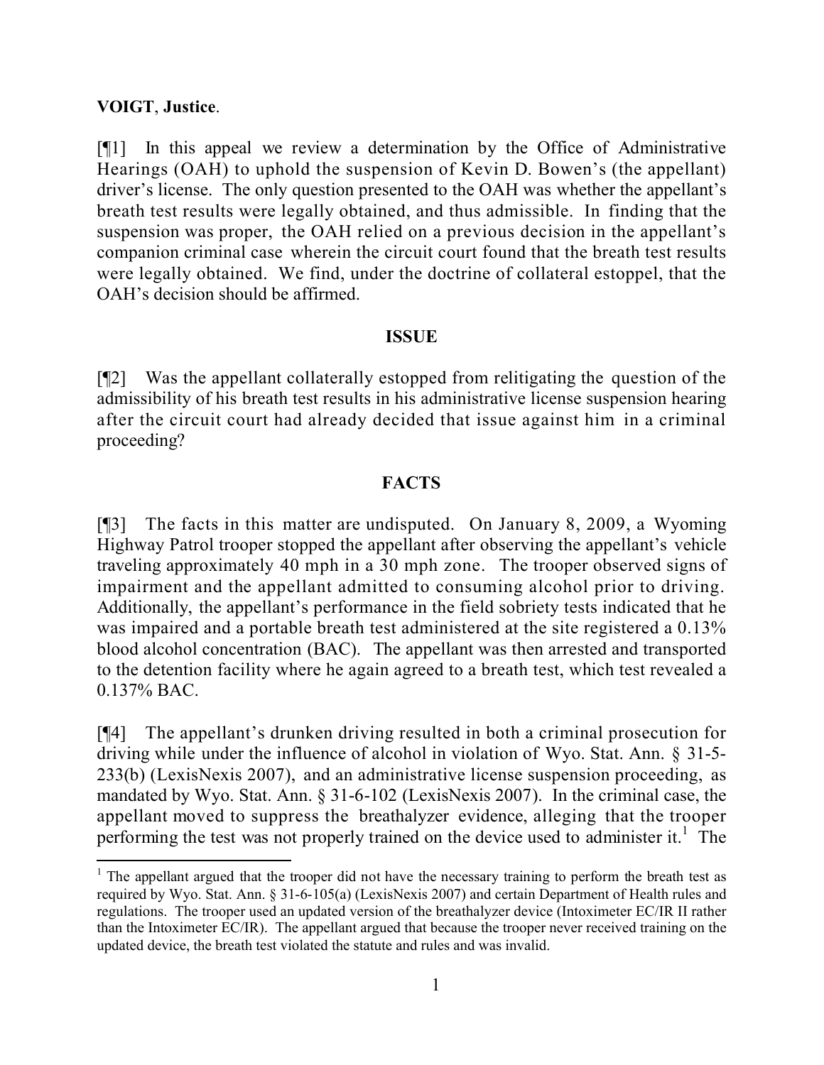**VOIGT**, **Justice**.

[¶1] In this appeal we review a determination by the Office of Administrative Hearings (OAH) to uphold the suspension of Kevin D. Bowen's (the appellant) driver's license. The only question presented to the OAH was whether the appellant's breath test results were legally obtained, and thus admissible. In finding that the suspension was proper, the OAH relied on a previous decision in the appellant's companion criminal case wherein the circuit court found that the breath test results were legally obtained. We find, under the doctrine of collateral estoppel, that the OAH's decision should be affirmed.

## ISSUE

[¶2] Was the appellant collaterally estopped from relitigating the question of the admissibility of his breath test results in his administrative license suspension hearing after the circuit court had already decided that issue against him in a criminal proceeding?

## FACTS

[¶3] The facts in this matter are undisputed. On January 8, 2009, a Wyoming Highway Patrol trooper stopped the appellant after observing the appellant's vehicle traveling approximately 40 mph in a 30 mph zone. The trooper observed signs of impairment and the appellant admitted to consuming alcohol prior to driving. Additionally, the appellant's performance in the field sobriety tests indicated that he was impaired and a portable breath test administered at the site registered a 0.13% blood alcohol concentration (BAC). The appellant was then arrested and transported to the detention facility where he again agreed to a breath test, which test revealed a 0.137% BAC.

[¶4] The appellant's drunken driving resulted in both a criminal prosecution for driving while under the influence of alcohol in violation of Wyo. Stat. Ann. § 31-5-233(b) (LexisNexis 2007), and an administrative license suspension proceeding, as mandated by Wyo. Stat. Ann. § 31-6-102 (LexisNexis 2007). In the criminal case, the appellant moved to suppress the breathalyzer evidence, alleging that the trooper performing the test was not properly trained on the device used to administer it.[1] The

---

[1] The appellant argued that the trooper did not have the necessary training to perform the breath test as required by Wyo. Stat. Ann. § 31-6-105(a) (LexisNexis 2007) and certain Department of Health rules and regulations. The trooper used an updated version of the breathalyzer device (Intoximeter EC/IR II rather than the Intoximeter EC/IR). The appellant argued that because the trooper never received training on the updated device, the breath test violated the statute and rules and was invalid.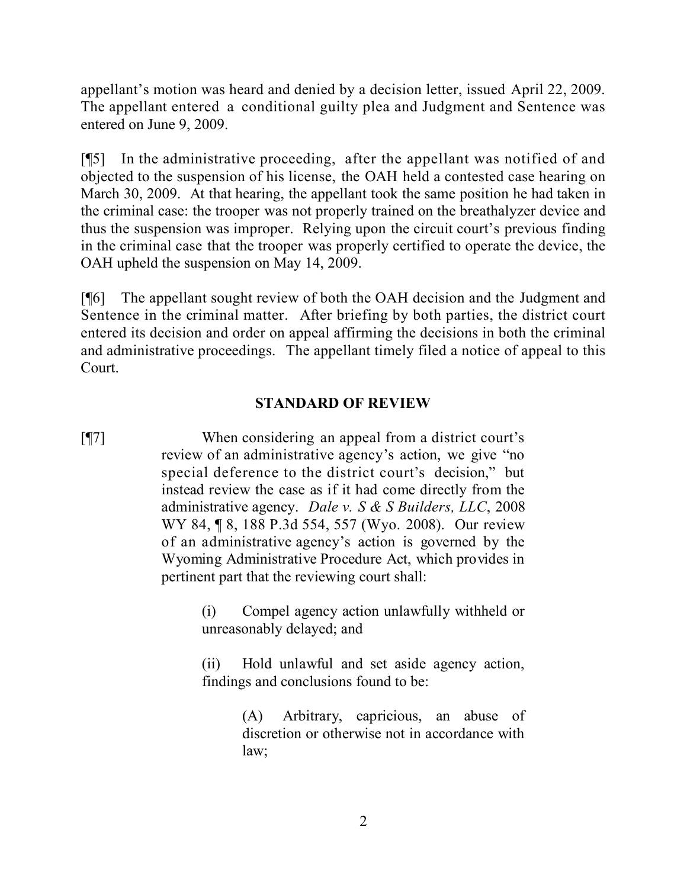appellant's motion was heard and denied by a decision letter, issued April 22, 2009. The appellant entered a conditional guilty plea and Judgment and Sentence was entered on June 9, 2009.

[¶5] In the administrative proceeding, after the appellant was notified of and objected to the suspension of his license, the OAH held a contested case hearing on March 30, 2009. At that hearing, the appellant took the same position he had taken in the criminal case: the trooper was not properly trained on the breathalyzer device and thus the suspension was improper. Relying upon the circuit court's previous finding in the criminal case that the trooper was properly certified to operate the device, the OAH upheld the suspension on May 14, 2009.

[¶6] The appellant sought review of both the OAH decision and the Judgment and Sentence in the criminal matter. After briefing by both parties, the district court entered its decision and order on appeal affirming the decisions in both the criminal and administrative proceedings. The appellant timely filed a notice of appeal to this Court.

## STANDARD OF REVIEW

[¶7]

> When considering an appeal from a district court's review of an administrative agency's action, we give "no special deference to the district court's decision," but instead review the case as if it had come directly from the administrative agency. *Dale v. S & S Builders, LLC*, 2008 WY 84, ¶ 8, 188 P.3d 554, 557 (Wyo. 2008). Our review of an administrative agency's action is governed by the Wyoming Administrative Procedure Act, which provides in pertinent part that the reviewing court shall:
>
> > (i) Compel agency action unlawfully withheld or unreasonably delayed; and
> >
> > (ii) Hold unlawful and set aside agency action, findings and conclusions found to be:
> >
> > > (A) Arbitrary, capricious, an abuse of discretion or otherwise not in accordance with law;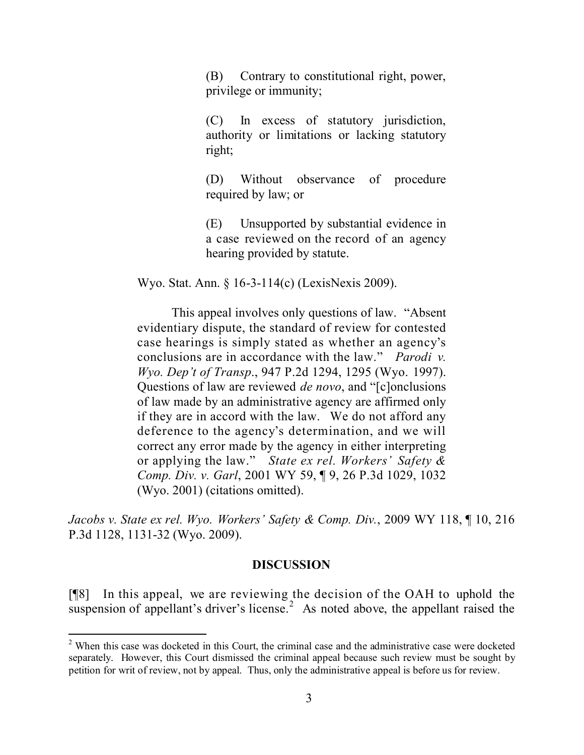> (B) Contrary to constitutional right, power, privilege or immunity;
>
> (C) In excess of statutory jurisdiction, authority or limitations or lacking statutory right;
>
> (D) Without observance of procedure required by law; or
>
> (E) Unsupported by substantial evidence in a case reviewed on the record of an agency hearing provided by statute.
>
> Wyo. Stat. Ann. § 16-3-114(c) (LexisNexis 2009).
>
> This appeal involves only questions of law. "Absent evidentiary dispute, the standard of review for contested case hearings is simply stated as whether an agency's conclusions are in accordance with the law." *Parodi v. Wyo. Dep't of Transp*., 947 P.2d 1294, 1295 (Wyo. 1997). Questions of law are reviewed *de novo*, and "[c]onclusions of law made by an administrative agency are affirmed only if they are in accord with the law. We do not afford any deference to the agency's determination, and we will correct any error made by the agency in either interpreting or applying the law." *State ex rel. Workers' Safety & Comp. Div. v. Garl*, 2001 WY 59, ¶ 9, 26 P.3d 1029, 1032 (Wyo. 2001) (citations omitted).

*Jacobs v. State ex rel. Wyo. Workers' Safety & Comp. Div.*, 2009 WY 118, ¶ 10, 216 P.3d 1128, 1131-32 (Wyo. 2009).

## DISCUSSION

[¶8] In this appeal, we are reviewing the decision of the OAH to uphold the suspension of appellant's driver's license.[2] As noted above, the appellant raised the

[2] When this case was docketed in this Court, the criminal case and the administrative case were docketed separately. However, this Court dismissed the criminal appeal because such review must be sought by petition for writ of review, not by appeal. Thus, only the administrative appeal is before us for review.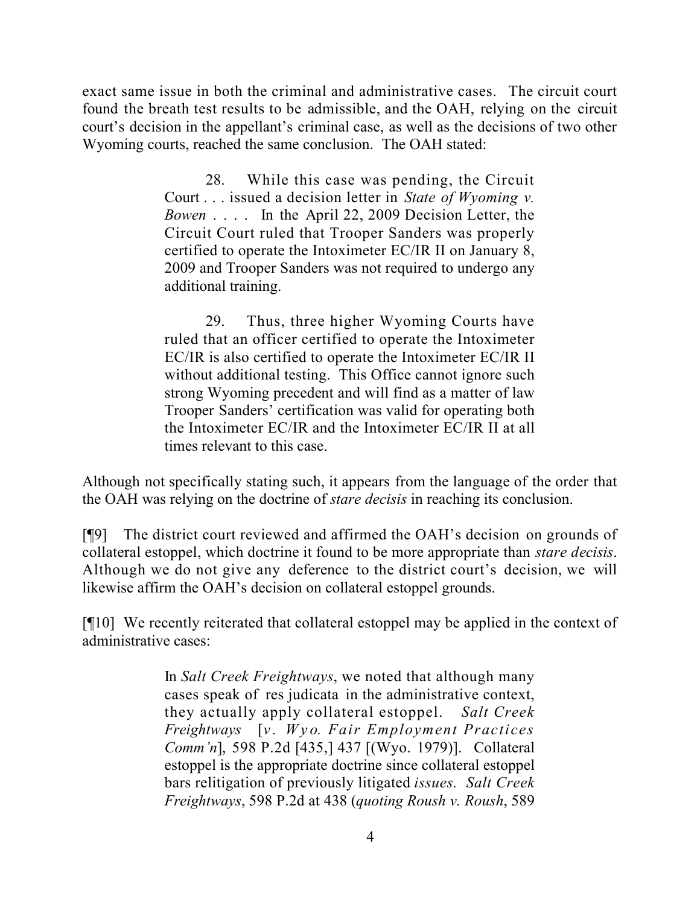exact same issue in both the criminal and administrative cases. The circuit court found the breath test results to be admissible, and the OAH, relying on the circuit court's decision in the appellant's criminal case, as well as the decisions of two other Wyoming courts, reached the same conclusion. The OAH stated:

> 28. While this case was pending, the Circuit Court . . . issued a decision letter in *State of Wyoming v. Bowen* . . . . In the April 22, 2009 Decision Letter, the Circuit Court ruled that Trooper Sanders was properly certified to operate the Intoximeter EC/IR II on January 8, 2009 and Trooper Sanders was not required to undergo any additional training.
>
> 29. Thus, three higher Wyoming Courts have ruled that an officer certified to operate the Intoximeter EC/IR is also certified to operate the Intoximeter EC/IR II without additional testing. This Office cannot ignore such strong Wyoming precedent and will find as a matter of law Trooper Sanders' certification was valid for operating both the Intoximeter EC/IR and the Intoximeter EC/IR II at all times relevant to this case.

Although not specifically stating such, it appears from the language of the order that the OAH was relying on the doctrine of *stare decisis* in reaching its conclusion.

[¶9] The district court reviewed and affirmed the OAH's decision on grounds of collateral estoppel, which doctrine it found to be more appropriate than *stare decisis*. Although we do not give any deference to the district court's decision, we will likewise affirm the OAH's decision on collateral estoppel grounds.

[¶10] We recently reiterated that collateral estoppel may be applied in the context of administrative cases:

> In *Salt Creek Freightways*, we noted that although many cases speak of res judicata in the administrative context, they actually apply collateral estoppel. *Salt Creek Freightways* [*v. Wyo. Fair Employment Practices Comm'n*], 598 P.2d [435,] 437 [(Wyo. 1979)]. Collateral estoppel is the appropriate doctrine since collateral estoppel bars relitigation of previously litigated *issues. Salt Creek Freightways*, 598 P.2d at 438 (*quoting Roush v. Roush*, 589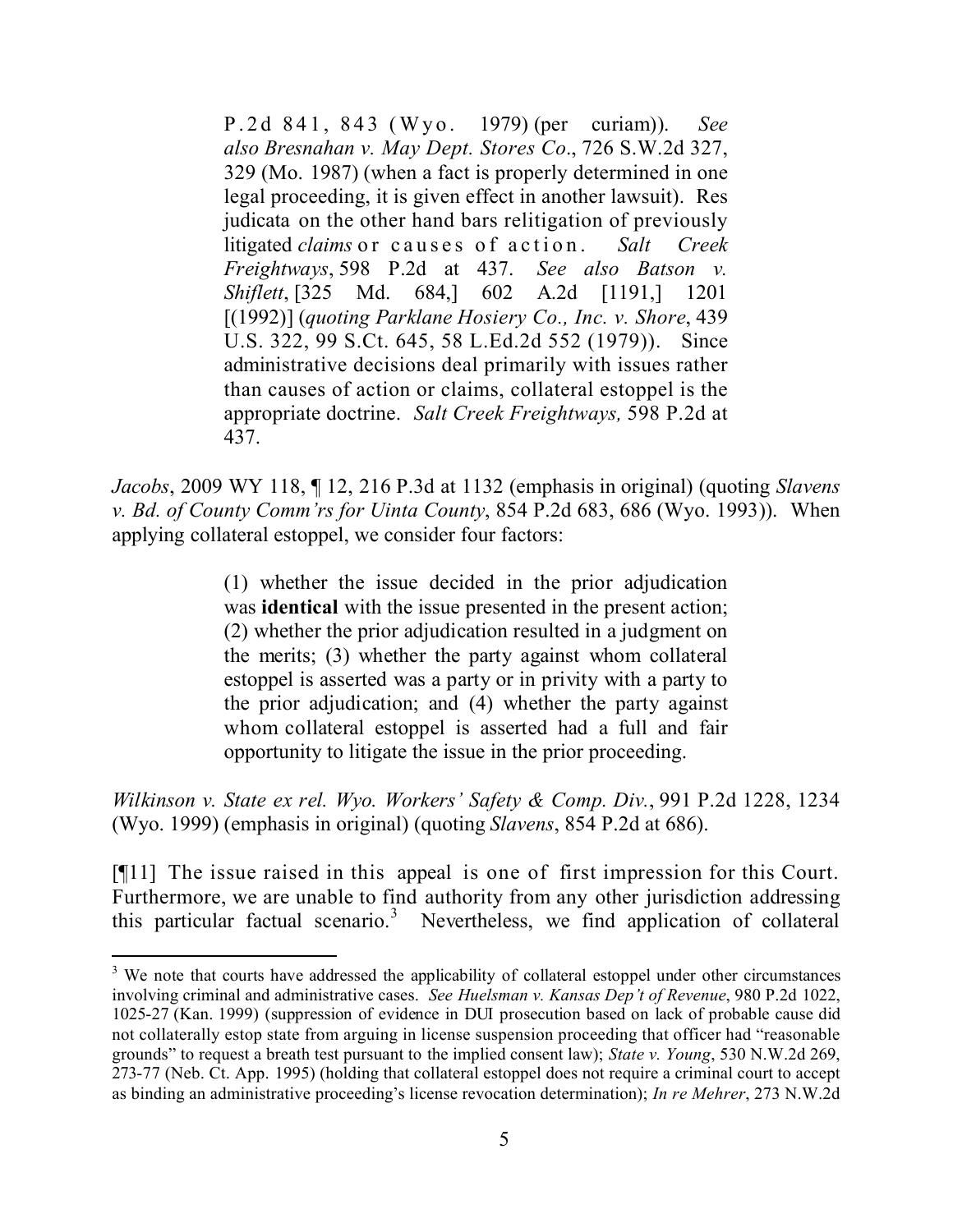> P.2d 841, 843 (Wyo. 1979) (per curiam)). *See also Bresnahan v. May Dept. Stores Co*., 726 S.W.2d 327, 329 (Mo. 1987) (when a fact is properly determined in one legal proceeding, it is given effect in another lawsuit). Res judicata on the other hand bars relitigation of previously litigated *claims* or causes of action. *Salt Creek Freightways*, 598 P.2d at 437. *See also Batson v. Shiflett*, [325 Md. 684,] 602 A.2d [1191,] 1201 [(1992)] (*quoting Parklane Hosiery Co., Inc. v. Shore*, 439 U.S. 322, 99 S.Ct. 645, 58 L.Ed.2d 552 (1979)). Since administrative decisions deal primarily with issues rather than causes of action or claims, collateral estoppel is the appropriate doctrine. *Salt Creek Freightways,* 598 P.2d at 437.

*Jacobs*, 2009 WY 118, ¶ 12, 216 P.3d at 1132 (emphasis in original) (quoting *Slavens v. Bd. of County Comm'rs for Uinta County*, 854 P.2d 683, 686 (Wyo. 1993)). When applying collateral estoppel, we consider four factors:

> (1) whether the issue decided in the prior adjudication was **identical** with the issue presented in the present action; (2) whether the prior adjudication resulted in a judgment on the merits; (3) whether the party against whom collateral estoppel is asserted was a party or in privity with a party to the prior adjudication; and (4) whether the party against whom collateral estoppel is asserted had a full and fair opportunity to litigate the issue in the prior proceeding.

*Wilkinson v. State ex rel. Wyo. Workers' Safety & Comp. Div.*, 991 P.2d 1228, 1234 (Wyo. 1999) (emphasis in original) (quoting *Slavens*, 854 P.2d at 686).

[¶11] The issue raised in this appeal is one of first impression for this Court. Furthermore, we are unable to find authority from any other jurisdiction addressing this particular factual scenario.[3] Nevertheless, we find application of collateral

---

[3] We note that courts have addressed the applicability of collateral estoppel under other circumstances involving criminal and administrative cases. *See Huelsman v. Kansas Dep't of Revenue*, 980 P.2d 1022, 1025-27 (Kan. 1999) (suppression of evidence in DUI prosecution based on lack of probable cause did not collaterally estop state from arguing in license suspension proceeding that officer had "reasonable grounds" to request a breath test pursuant to the implied consent law); *State v. Young*, 530 N.W.2d 269, 273-77 (Neb. Ct. App. 1995) (holding that collateral estoppel does not require a criminal court to accept as binding an administrative proceeding's license revocation determination); *In re Mehrer*, 273 N.W.2d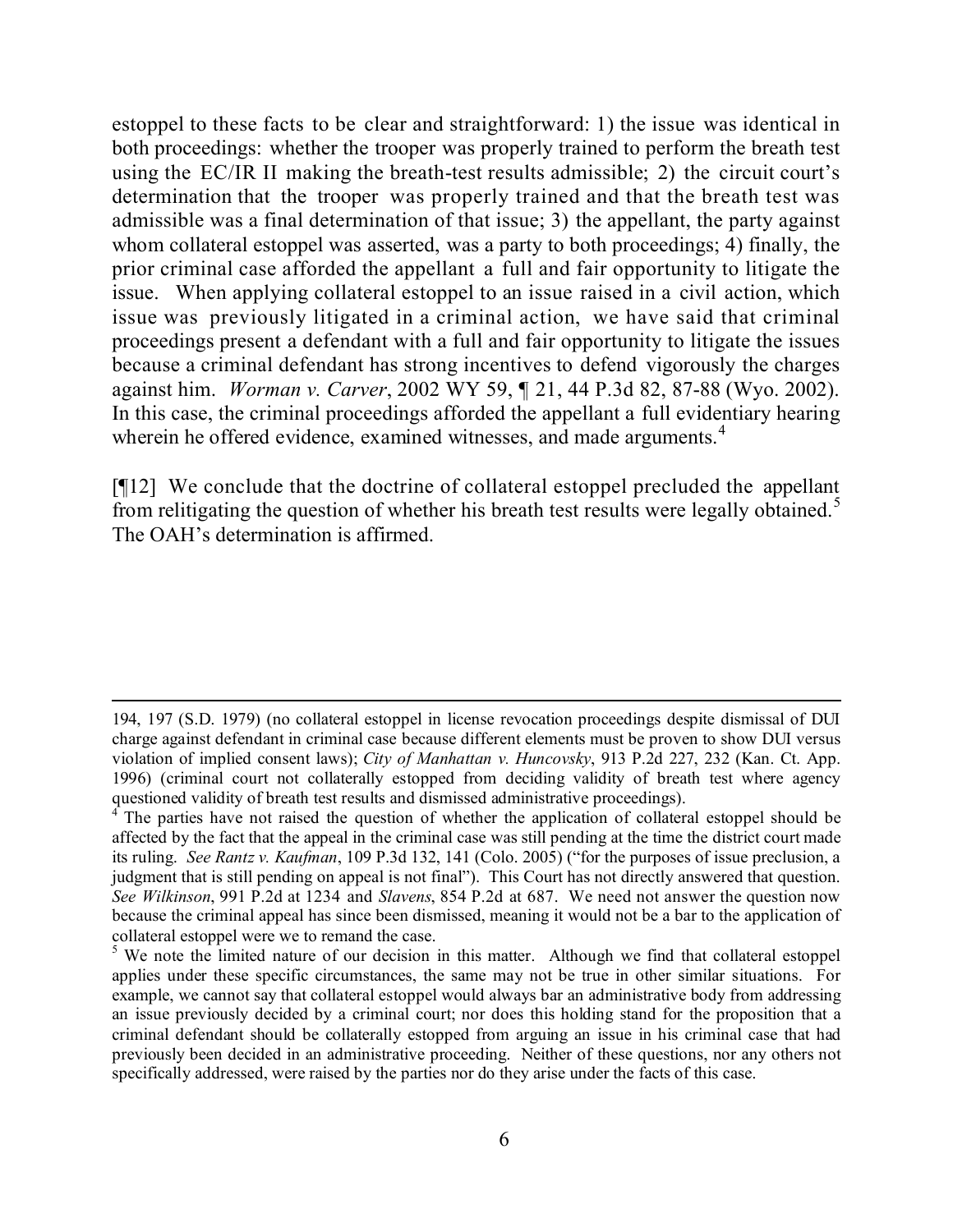estoppel to these facts to be clear and straightforward: 1) the issue was identical in both proceedings: whether the trooper was properly trained to perform the breath test using the EC/IR II making the breath-test results admissible; 2) the circuit court's determination that the trooper was properly trained and that the breath test was admissible was a final determination of that issue; 3) the appellant, the party against whom collateral estoppel was asserted, was a party to both proceedings; 4) finally, the prior criminal case afforded the appellant a full and fair opportunity to litigate the issue. When applying collateral estoppel to an issue raised in a civil action, which issue was previously litigated in a criminal action, we have said that criminal proceedings present a defendant with a full and fair opportunity to litigate the issues because a criminal defendant has strong incentives to defend vigorously the charges against him. *Worman v. Carver*, 2002 WY 59, ¶ 21, 44 P.3d 82, 87-88 (Wyo. 2002). In this case, the criminal proceedings afforded the appellant a full evidentiary hearing wherein he offered evidence, examined witnesses, and made arguments.[4]

[¶12] We conclude that the doctrine of collateral estoppel precluded the appellant from relitigating the question of whether his breath test results were legally obtained.[5] The OAH's determination is affirmed.

---

194, 197 (S.D. 1979) (no collateral estoppel in license revocation proceedings despite dismissal of DUI charge against defendant in criminal case because different elements must be proven to show DUI versus violation of implied consent laws); *City of Manhattan v. Huncovsky*, 913 P.2d 227, 232 (Kan. Ct. App. 1996) (criminal court not collaterally estopped from deciding validity of breath test where agency questioned validity of breath test results and dismissed administrative proceedings).

[4] The parties have not raised the question of whether the application of collateral estoppel should be affected by the fact that the appeal in the criminal case was still pending at the time the district court made its ruling. *See Rantz v. Kaufman*, 109 P.3d 132, 141 (Colo. 2005) ("for the purposes of issue preclusion, a judgment that is still pending on appeal is not final"). This Court has not directly answered that question. *See Wilkinson*, 991 P.2d at 1234 and *Slavens*, 854 P.2d at 687. We need not answer the question now because the criminal appeal has since been dismissed, meaning it would not be a bar to the application of collateral estoppel were we to remand the case.

[5] We note the limited nature of our decision in this matter. Although we find that collateral estoppel applies under these specific circumstances, the same may not be true in other similar situations. For example, we cannot say that collateral estoppel would always bar an administrative body from addressing an issue previously decided by a criminal court; nor does this holding stand for the proposition that a criminal defendant should be collaterally estopped from arguing an issue in his criminal case that had previously been decided in an administrative proceeding. Neither of these questions, nor any others not specifically addressed, were raised by the parties nor do they arise under the facts of this case.